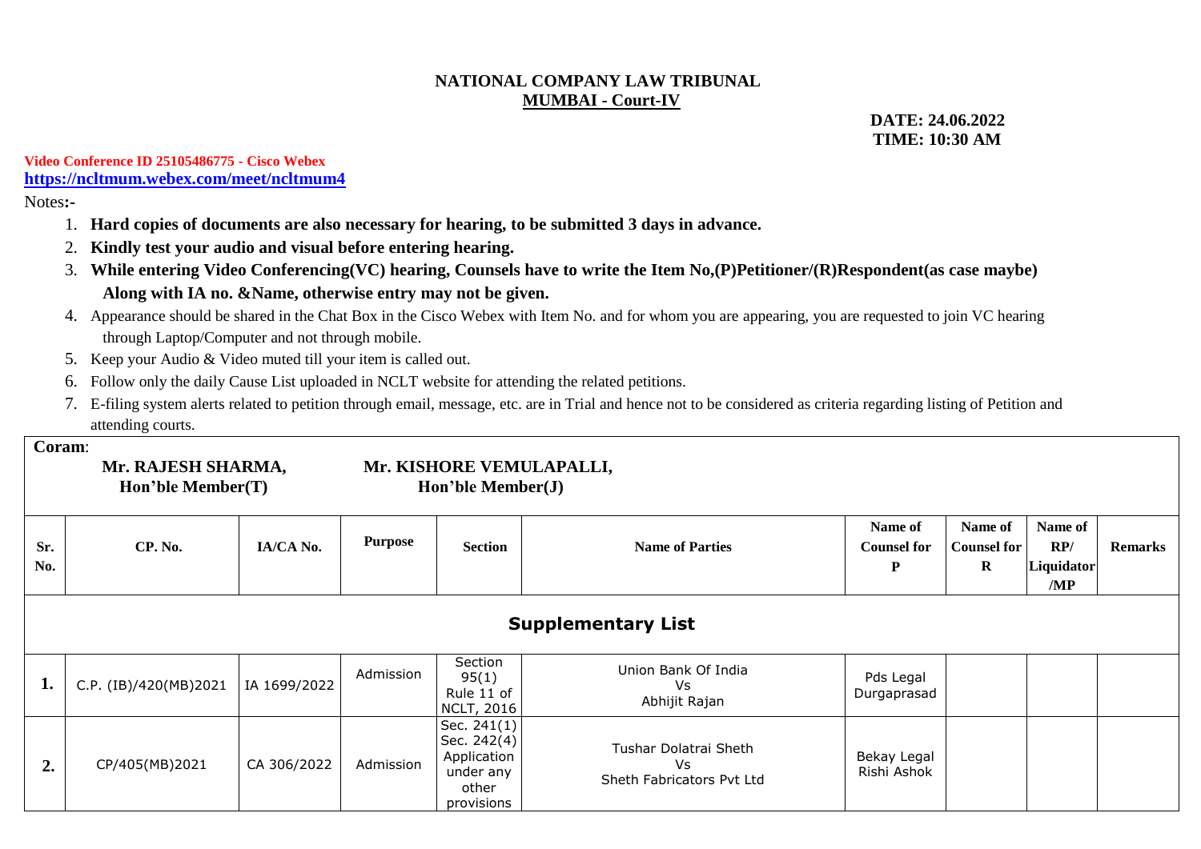**NATIONAL COMPANY LAW TRIBUNAL**
**MUMBAI - Court-IV**

**DATE: 24.06.2022**
**TIME: 10:30 AM**

**Video Conference ID 25105486775 - Cisco Webex**
**https://ncltmum.webex.com/meet/ncltmum4**

Notes:-

1. **Hard copies of documents are also necessary for hearing, to be submitted 3 days in advance.**
2. **Kindly test your audio and visual before entering hearing.**
3. **While entering Video Conferencing(VC) hearing, Counsels have to write the Item No,(P)Petitioner/(R)Respondent(as case maybe) Along with IA no. &Name, otherwise entry may not be given.**
4. Appearance should be shared in the Chat Box in the Cisco Webex with Item No. and for whom you are appearing, you are requested to join VC hearing through Laptop/Computer and not through mobile.
5. Keep your Audio & Video muted till your item is called out.
6. Follow only the daily Cause List uploaded in NCLT website for attending the related petitions.
7. E-filing system alerts related to petition through email, message, etc. are in Trial and hence not to be considered as criteria regarding listing of Petition and attending courts.

**Coram**:

**Mr. RAJESH SHARMA, Hon'ble Member(T)** — **Mr. KISHORE VEMULAPALLI, Hon'ble Member(J)**

| Sr. No. | CP. No. | IA/CA No. | Purpose | Section | Name of Parties | Name of Counsel for P | Name of Counsel for R | Name of RP/ Liquidator /MP | Remarks |
|---|---|---|---|---|---|---|---|---|---|
| **Supplementary List** | | | | | | | | | |
| **1.** | C.P. (IB)/420(MB)2021 | IA 1699/2022 | Admission | Section 95(1) Rule 11 of NCLT, 2016 | Union Bank Of India Vs Abhijit Rajan | Pds Legal Durgaprasad | | | |
| **2.** | CP/405(MB)2021 | CA 306/2022 | Admission | Sec. 241(1) Sec. 242(4) Application under any other provisions | Tushar Dolatrai Sheth Vs Sheth Fabricators Pvt Ltd | Bekay Legal Rishi Ashok | | | |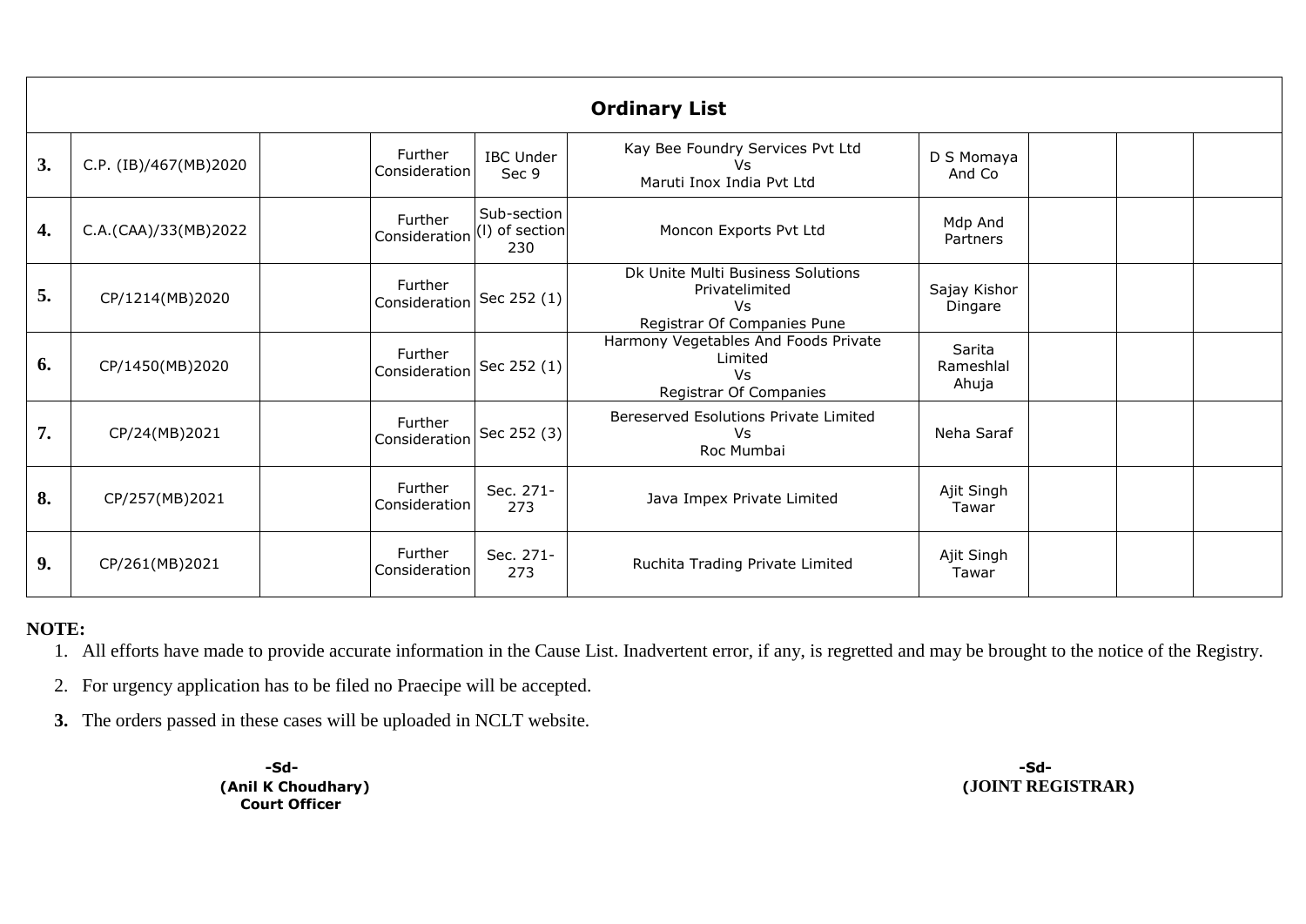| Ordinary List | | | | | | | | | | |
|---|---|---|---|---|---|---|---|---|---|---|
| **3.** | C.P. (IB)/467(MB)2020 | | Further Consideration | IBC Under Sec 9 | Kay Bee Foundry Services Pvt Ltd Vs Maruti Inox India Pvt Ltd | D S Momaya And Co | | | |
| **4.** | C.A.(CAA)/33(MB)2022 | | Further Consideration | Sub-section (l) of section 230 | Moncon Exports Pvt Ltd | Mdp And Partners | | | |
| **5.** | CP/1214(MB)2020 | | Further Consideration | Sec 252 (1) | Dk Unite Multi Business Solutions Privatelimited Vs Registrar Of Companies Pune | Sajay Kishor Dingare | | | |
| **6.** | CP/1450(MB)2020 | | Further Consideration | Sec 252 (1) | Harmony Vegetables And Foods Private Limited Vs Registrar Of Companies | Sarita Rameshlal Ahuja | | | |
| **7.** | CP/24(MB)2021 | | Further Consideration | Sec 252 (3) | Bereserved Esolutions Private Limited Vs Roc Mumbai | Neha Saraf | | | |
| **8.** | CP/257(MB)2021 | | Further Consideration | Sec. 271-273 | Java Impex Private Limited | Ajit Singh Tawar | | | |
| **9.** | CP/261(MB)2021 | | Further Consideration | Sec. 271-273 | Ruchita Trading Private Limited | Ajit Singh Tawar | | | |

**NOTE:**

1. All efforts have made to provide accurate information in the Cause List. Inadvertent error, if any, is regretted and may be brought to the notice of the Registry.
2. For urgency application has to be filed no Praecipe will be accepted.
3. The orders passed in these cases will be uploaded in NCLT website.

**-Sd-**
**(Anil K Choudhary)**
**Court Officer**

**-Sd-**
**(JOINT REGISTRAR)**